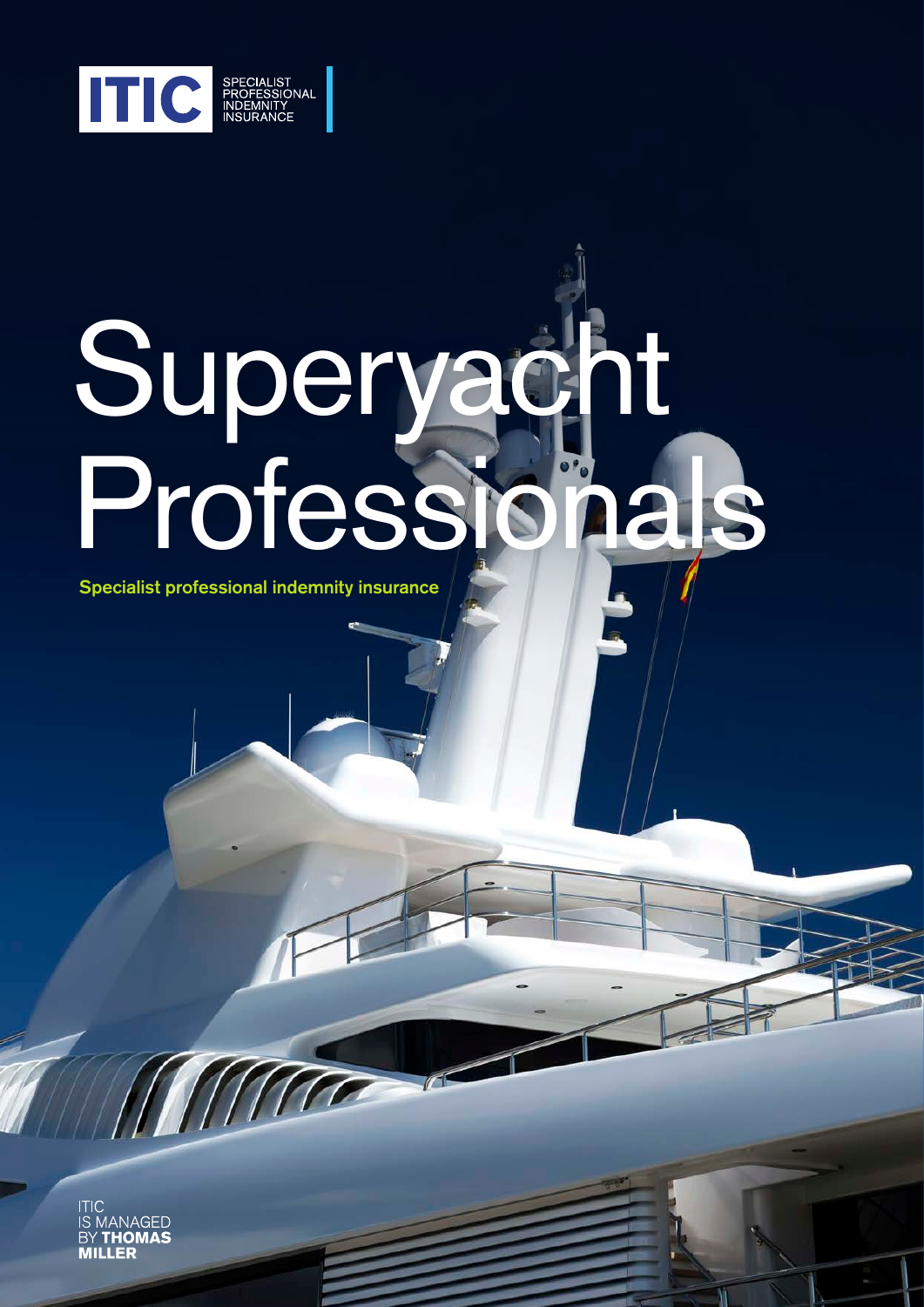ITIC SPECIALIST PROFESSIONAL INDEMNITY INSURANCE

# Superyacht Professionals

**Specialist professional indemnity insurance**

ITIC IS MANAGED BY **THOMAS MILLER**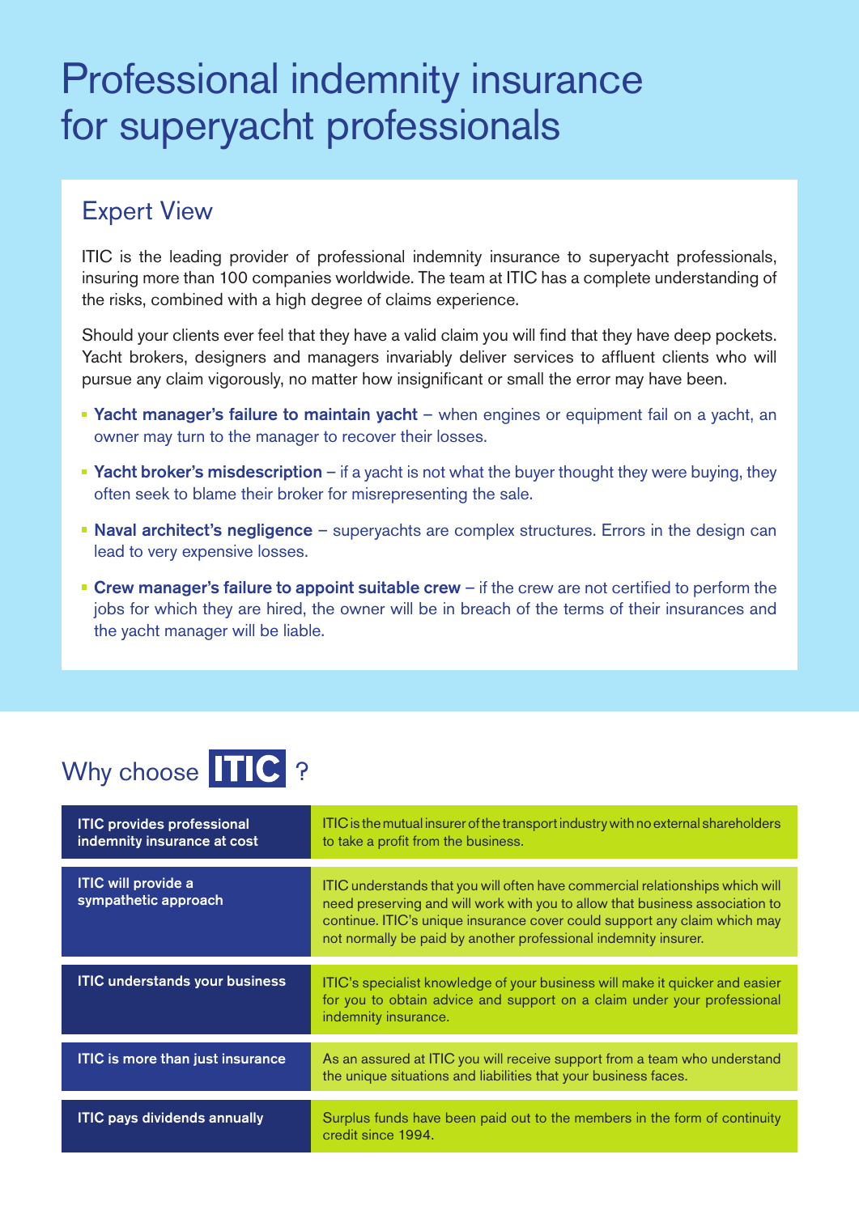# Professional indemnity insurance for superyacht professionals

## Expert View

ITIC is the leading provider of professional indemnity insurance to superyacht professionals, insuring more than 100 companies worldwide. The team at ITIC has a complete understanding of the risks, combined with a high degree of claims experience.

Should your clients ever feel that they have a valid claim you will find that they have deep pockets. Yacht brokers, designers and managers invariably deliver services to affluent clients who will pursue any claim vigorously, no matter how insignificant or small the error may have been.

- **Yacht manager's failure to maintain yacht** – when engines or equipment fail on a yacht, an owner may turn to the manager to recover their losses.
- **Yacht broker's misdescription** – if a yacht is not what the buyer thought they were buying, they often seek to blame their broker for misrepresenting the sale.
- **Naval architect's negligence** – superyachts are complex structures. Errors in the design can lead to very expensive losses.
- **Crew manager's failure to appoint suitable crew** – if the crew are not certified to perform the jobs for which they are hired, the owner will be in breach of the terms of their insurances and the yacht manager will be liable.

## Why choose ITIC ?

| | |
|---|---|
| **ITIC provides professional indemnity insurance at cost** | ITIC is the mutual insurer of the transport industry with no external shareholders to take a profit from the business. |
| **ITIC will provide a sympathetic approach** | ITIC understands that you will often have commercial relationships which will need preserving and will work with you to allow that business association to continue. ITIC's unique insurance cover could support any claim which may not normally be paid by another professional indemnity insurer. |
| **ITIC understands your business** | ITIC's specialist knowledge of your business will make it quicker and easier for you to obtain advice and support on a claim under your professional indemnity insurance. |
| **ITIC is more than just insurance** | As an assured at ITIC you will receive support from a team who understand the unique situations and liabilities that your business faces. |
| **ITIC pays dividends annually** | Surplus funds have been paid out to the members in the form of continuity credit since 1994. |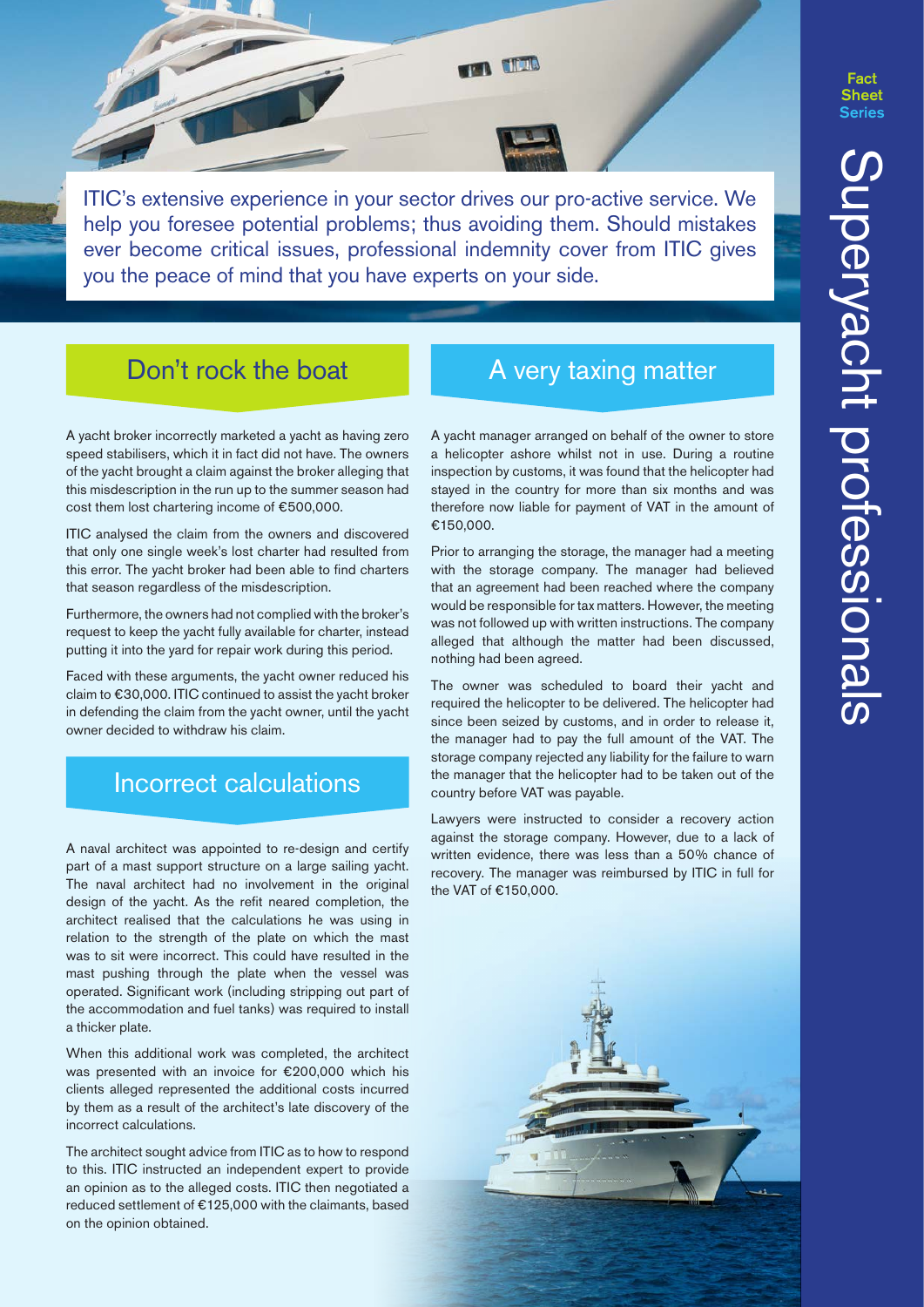ITIC's extensive experience in your sector drives our pro-active service. We help you foresee potential problems; thus avoiding them. Should mistakes ever become critical issues, professional indemnity cover from ITIC gives you the peace of mind that you have experts on your side.

## Don't rock the boat

A yacht broker incorrectly marketed a yacht as having zero speed stabilisers, which it in fact did not have. The owners of the yacht brought a claim against the broker alleging that this misdescription in the run up to the summer season had cost them lost chartering income of €500,000.

ITIC analysed the claim from the owners and discovered that only one single week's lost charter had resulted from this error. The yacht broker had been able to find charters that season regardless of the misdescription.

Furthermore, the owners had not complied with the broker's request to keep the yacht fully available for charter, instead putting it into the yard for repair work during this period.

Faced with these arguments, the yacht owner reduced his claim to €30,000. ITIC continued to assist the yacht broker in defending the claim from the yacht owner, until the yacht owner decided to withdraw his claim.

## Incorrect calculations

A naval architect was appointed to re-design and certify part of a mast support structure on a large sailing yacht. The naval architect had no involvement in the original design of the yacht. As the refit neared completion, the architect realised that the calculations he was using in relation to the strength of the plate on which the mast was to sit were incorrect. This could have resulted in the mast pushing through the plate when the vessel was operated. Significant work (including stripping out part of the accommodation and fuel tanks) was required to install a thicker plate.

When this additional work was completed, the architect was presented with an invoice for €200,000 which his clients alleged represented the additional costs incurred by them as a result of the architect's late discovery of the incorrect calculations.

The architect sought advice from ITIC as to how to respond to this. ITIC instructed an independent expert to provide an opinion as to the alleged costs. ITIC then negotiated a reduced settlement of €125,000 with the claimants, based on the opinion obtained.

## A very taxing matter

A yacht manager arranged on behalf of the owner to store a helicopter ashore whilst not in use. During a routine inspection by customs, it was found that the helicopter had stayed in the country for more than six months and was therefore now liable for payment of VAT in the amount of €150,000.

Prior to arranging the storage, the manager had a meeting with the storage company. The manager had believed that an agreement had been reached where the company would be responsible for tax matters. However, the meeting was not followed up with written instructions. The company alleged that although the matter had been discussed, nothing had been agreed.

The owner was scheduled to board their yacht and required the helicopter to be delivered. The helicopter had since been seized by customs, and in order to release it, the manager had to pay the full amount of the VAT. The storage company rejected any liability for the failure to warn the manager that the helicopter had to be taken out of the country before VAT was payable.

Lawyers were instructed to consider a recovery action against the storage company. However, due to a lack of written evidence, there was less than a 50% chance of recovery. The manager was reimbursed by ITIC in full for the VAT of €150,000.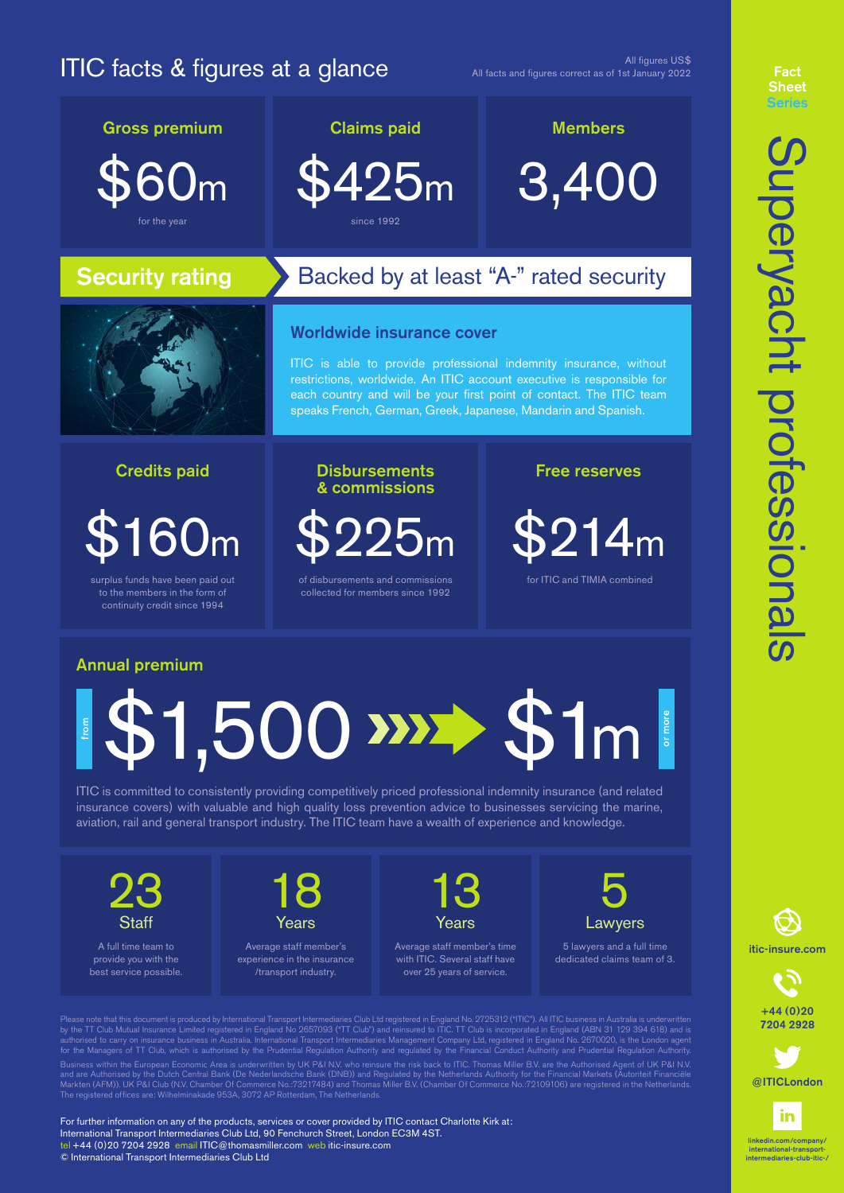# ITIC facts & figures at a glance

All figures US$
All facts and figures correct as of 1st January 2022

**Fact Sheet Series**

# Superyacht professionals

### Gross premium

**$60m**

for the year

### Claims paid

**$425m**

since 1992

### Members

**3,400**

### Security rating

Backed by at least "A-" rated security

### Worldwide insurance cover

ITIC is able to provide professional indemnity insurance, without restrictions, worldwide. An ITIC account executive is responsible for each country and will be your first point of contact. The ITIC team speaks French, German, Greek, Japanese, Mandarin and Spanish.

### Credits paid

**$160m**

surplus funds have been paid out to the members in the form of continuity credit since 1994

### Disbursements & commissions

**$225m**

of disbursements and commissions collected for members since 1992

### Free reserves

**$214m**

for ITIC and TIMIA combined

### Annual premium

from **$1,500** → **$1m** or more

ITIC is committed to consistently providing competitively priced professional indemnity insurance (and related insurance covers) with valuable and high quality loss prevention advice to businesses servicing the marine, aviation, rail and general transport industry. The ITIC team have a wealth of experience and knowledge.

**23** Staff
A full time team to provide you with the best service possible.

**18** Years
Average staff member's experience in the insurance /transport industry.

**13** Years
Average staff member's time with ITIC. Several staff have over 25 years of service.

**5** Lawyers
5 lawyers and a full time dedicated claims team of 3.

Please note that this document is produced by International Transport Intermediaries Club Ltd registered in England No. 2725312 ("ITIC"). All ITIC business in Australia is underwritten by the TT Club Mutual Insurance Limited registered in England No 2657093 ("TT Club") and reinsured to ITIC. TT Club is incorporated in England (ABN 31 129 394 618) and is authorised to carry on insurance business in Australia. International Transport Intermediaries Management Company Ltd, registered in England No. 2670020, is the London agent for the Managers of TT Club, which is authorised by the Prudential Regulation Authority and regulated by the Financial Conduct Authority and Prudential Regulation Authority.

Business within the European Economic Area is underwritten by UK P&I N.V. who reinsure the risk back to ITIC. Thomas Miller B.V. are the Authorised Agent of UK P&I N.V. and are Authorised by the Dutch Central Bank (De Nederlandsche Bank (DNB)) and Regulated by the Netherlands Authority for the Financial Markets (Autoriteit Financiële Markten (AFM)). UK P&I Club (N.V. Chamber Of Commerce No.:73217484) and Thomas Miller B.V. (Chamber Of Commerce No.:72109106) are registered in the Netherlands. The registered offices are: Wilhelminakade 953A, 3072 AP Rotterdam, The Netherlands.

For further information on any of the products, services or cover provided by ITIC contact Charlotte Kirk at:
International Transport Intermediaries Club Ltd, 90 Fenchurch Street, London EC3M 4ST.
tel +44 (0)20 7204 2928 email ITIC@thomasmiller.com web itic-insure.com
© International Transport Intermediaries Club Ltd

itic-insure.com
+44 (0)20 7204 2928
@ITICLondon
linkedin.com/company/international-transport-intermediaries-club-itic-/